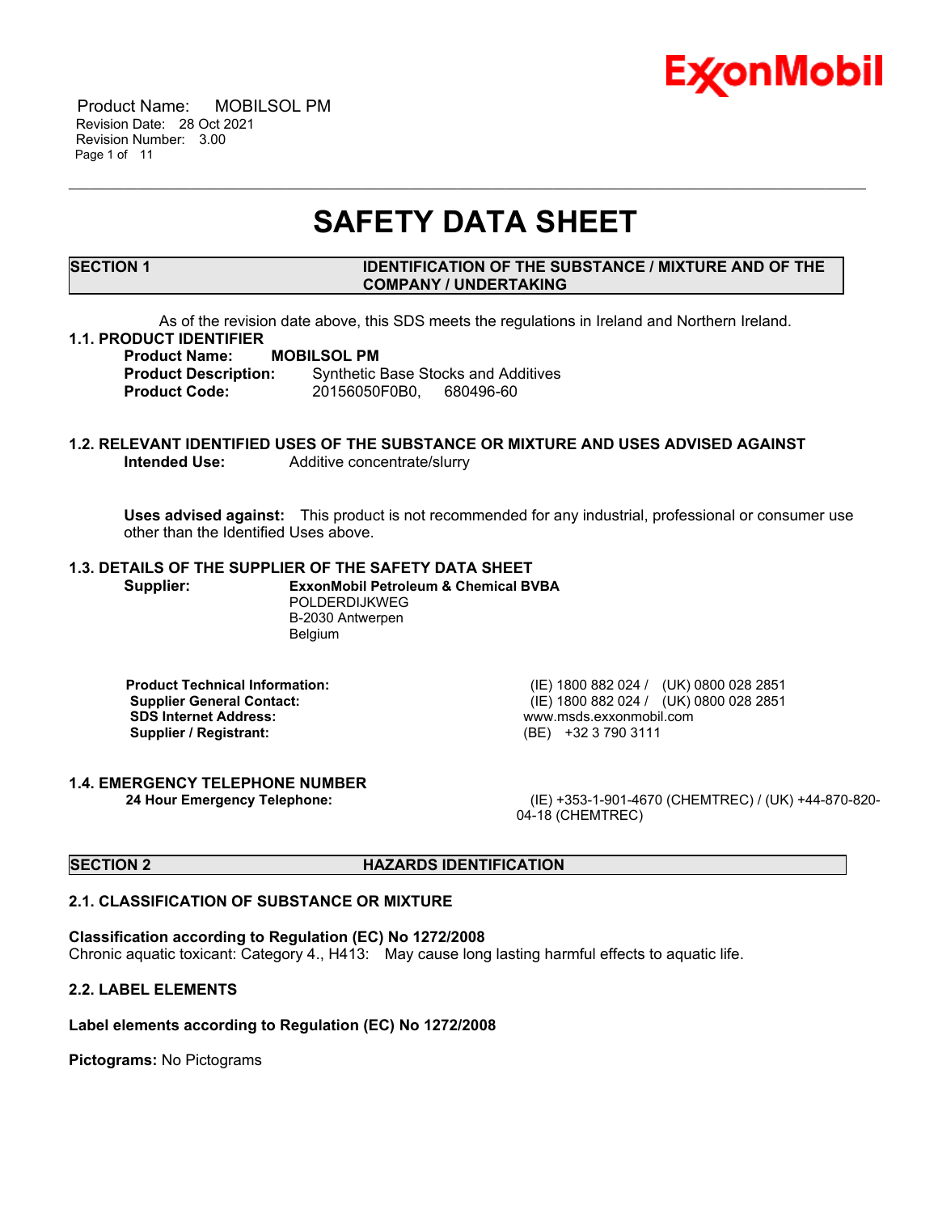# SAFETY DATA SHEET

## SECTION 1 IDENTIFICATION OF THE SUBSTANCE / MIXTURE AND OF THE COMPANY / UNDERTAKING

As of the revision date above, this SDS meets the regulations in Ireland and Northern Ireland.

### 1.1. PRODUCT IDENTIFIER

**Product Name:** **MOBILSOL PM**
**Product Description:** Synthetic Base Stocks and Additives
**Product Code:** 20156050F0B0, 680496-60

### 1.2. RELEVANT IDENTIFIED USES OF THE SUBSTANCE OR MIXTURE AND USES ADVISED AGAINST

**Intended Use:** Additive concentrate/slurry

**Uses advised against:** This product is not recommended for any industrial, professional or consumer use other than the Identified Uses above.

### 1.3. DETAILS OF THE SUPPLIER OF THE SAFETY DATA SHEET

**Supplier:** **ExxonMobil Petroleum & Chemical BVBA**
POLDERDIJKWEG
B-2030 Antwerpen
Belgium

| | |
|---|---|
| **Product Technical Information:** | (IE) 1800 882 024 / (UK) 0800 028 2851 |
| **Supplier General Contact:** | (IE) 1800 882 024 / (UK) 0800 028 2851 |
| **SDS Internet Address:** | www.msds.exxonmobil.com |
| **Supplier / Registrant:** | (BE) +32 3 790 3111 |

### 1.4. EMERGENCY TELEPHONE NUMBER

**24 Hour Emergency Telephone:** (IE) +353-1-901-4670 (CHEMTREC) / (UK) +44-870-820-04-18 (CHEMTREC)

## SECTION 2 HAZARDS IDENTIFICATION

### 2.1. CLASSIFICATION OF SUBSTANCE OR MIXTURE

**Classification according to Regulation (EC) No 1272/2008**
Chronic aquatic toxicant: Category 4., H413: May cause long lasting harmful effects to aquatic life.

### 2.2. LABEL ELEMENTS

**Label elements according to Regulation (EC) No 1272/2008**

**Pictograms:** No Pictograms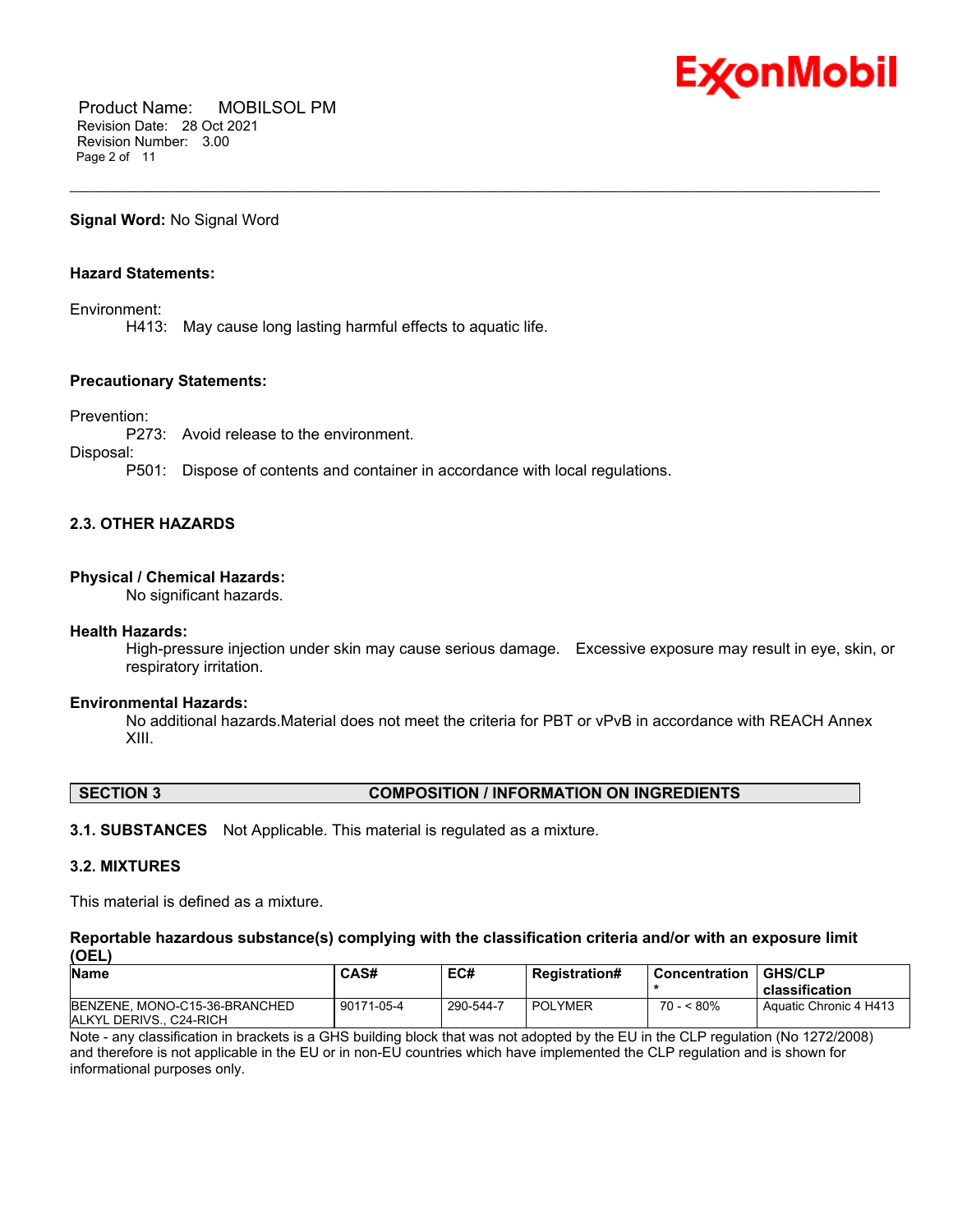**Signal Word:** No Signal Word

**Hazard Statements:**

Environment:

H413: May cause long lasting harmful effects to aquatic life.

**Precautionary Statements:**

Prevention:

P273: Avoid release to the environment.

Disposal:

P501: Dispose of contents and container in accordance with local regulations.

### 2.3. OTHER HAZARDS

**Physical / Chemical Hazards:**

No significant hazards.

**Health Hazards:**

High-pressure injection under skin may cause serious damage. Excessive exposure may result in eye, skin, or respiratory irritation.

**Environmental Hazards:**

No additional hazards.Material does not meet the criteria for PBT or vPvB in accordance with REACH Annex XIII.

## SECTION 3 COMPOSITION / INFORMATION ON INGREDIENTS

**3.1. SUBSTANCES** Not Applicable. This material is regulated as a mixture.

### 3.2. MIXTURES

This material is defined as a mixture.

**Reportable hazardous substance(s) complying with the classification criteria and/or with an exposure limit (OEL)**

| Name | CAS# | EC# | Registration# | Concentration * | GHS/CLP classification |
|---|---|---|---|---|---|
| BENZENE, MONO-C15-36-BRANCHED ALKYL DERIVS., C24-RICH | 90171-05-4 | 290-544-7 | POLYMER | 70 - < 80% | Aquatic Chronic 4 H413 |

Note - any classification in brackets is a GHS building block that was not adopted by the EU in the CLP regulation (No 1272/2008) and therefore is not applicable in the EU or in non-EU countries which have implemented the CLP regulation and is shown for informational purposes only.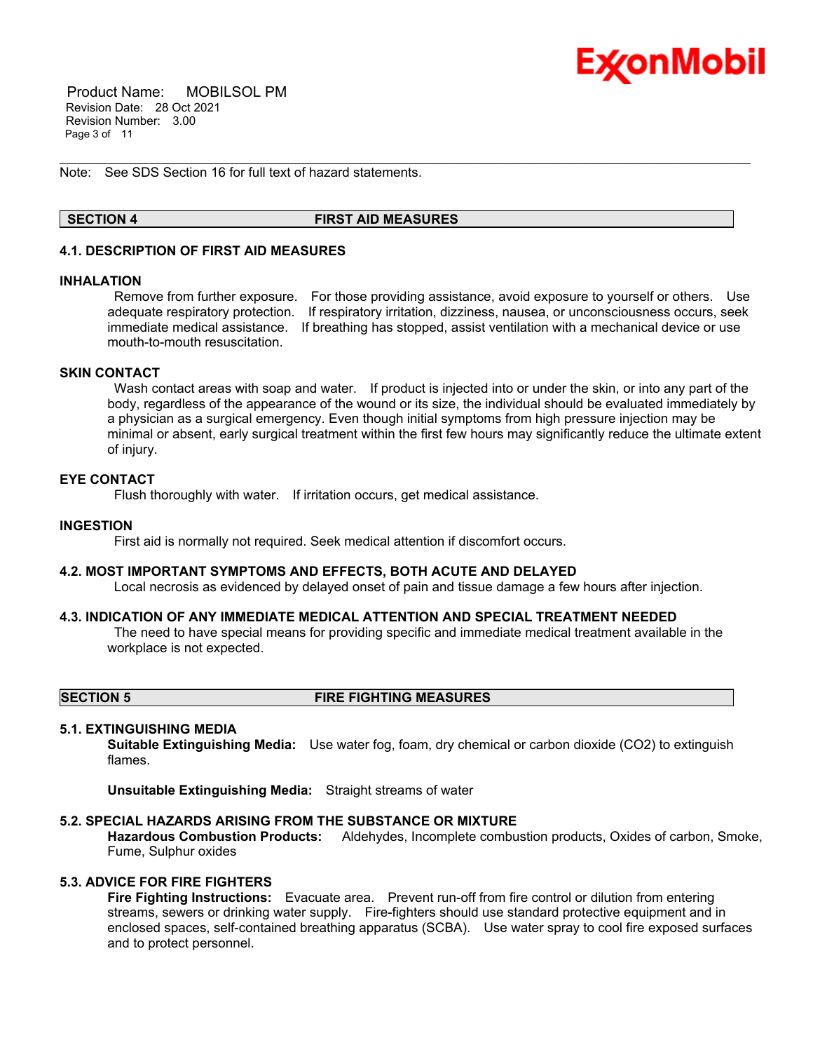Note: See SDS Section 16 for full text of hazard statements.

## SECTION 4 FIRST AID MEASURES

### 4.1. DESCRIPTION OF FIRST AID MEASURES

**INHALATION**

Remove from further exposure. For those providing assistance, avoid exposure to yourself or others. Use adequate respiratory protection. If respiratory irritation, dizziness, nausea, or unconsciousness occurs, seek immediate medical assistance. If breathing has stopped, assist ventilation with a mechanical device or use mouth-to-mouth resuscitation.

**SKIN CONTACT**

Wash contact areas with soap and water. If product is injected into or under the skin, or into any part of the body, regardless of the appearance of the wound or its size, the individual should be evaluated immediately by a physician as a surgical emergency. Even though initial symptoms from high pressure injection may be minimal or absent, early surgical treatment within the first few hours may significantly reduce the ultimate extent of injury.

**EYE CONTACT**

Flush thoroughly with water. If irritation occurs, get medical assistance.

**INGESTION**

First aid is normally not required. Seek medical attention if discomfort occurs.

### 4.2. MOST IMPORTANT SYMPTOMS AND EFFECTS, BOTH ACUTE AND DELAYED

Local necrosis as evidenced by delayed onset of pain and tissue damage a few hours after injection.

### 4.3. INDICATION OF ANY IMMEDIATE MEDICAL ATTENTION AND SPECIAL TREATMENT NEEDED

The need to have special means for providing specific and immediate medical treatment available in the workplace is not expected.

## SECTION 5 FIRE FIGHTING MEASURES

### 5.1. EXTINGUISHING MEDIA

**Suitable Extinguishing Media:** Use water fog, foam, dry chemical or carbon dioxide ($CO_2$) to extinguish flames.

**Unsuitable Extinguishing Media:** Straight streams of water

### 5.2. SPECIAL HAZARDS ARISING FROM THE SUBSTANCE OR MIXTURE

**Hazardous Combustion Products:** Aldehydes, Incomplete combustion products, Oxides of carbon, Smoke, Fume, Sulphur oxides

### 5.3. ADVICE FOR FIRE FIGHTERS

**Fire Fighting Instructions:** Evacuate area. Prevent run-off from fire control or dilution from entering streams, sewers or drinking water supply. Fire-fighters should use standard protective equipment and in enclosed spaces, self-contained breathing apparatus (SCBA). Use water spray to cool fire exposed surfaces and to protect personnel.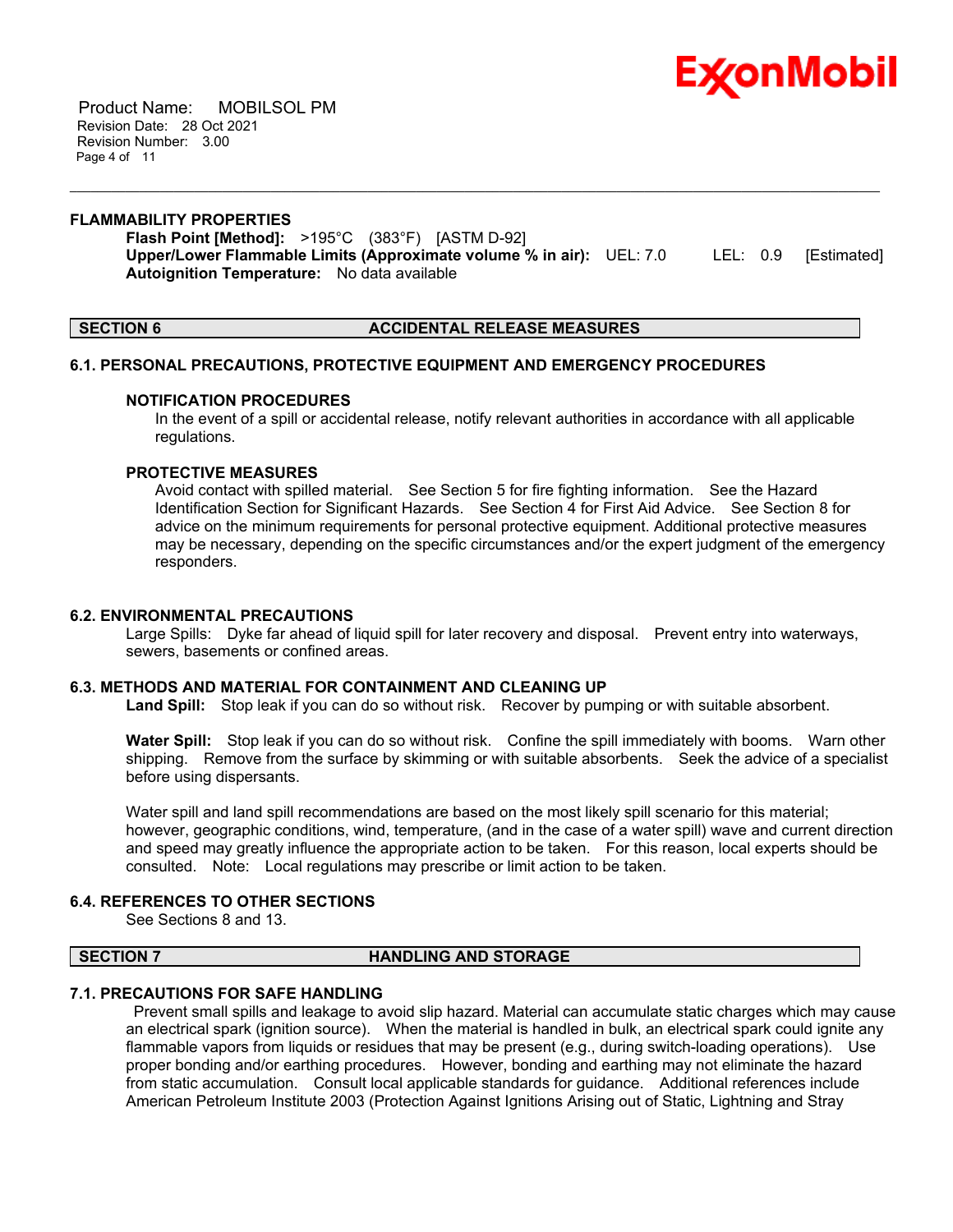### FLAMMABILITY PROPERTIES

**Flash Point [Method]:** >195°C (383°F) [ASTM D-92]
**Upper/Lower Flammable Limits (Approximate volume % in air):** UEL: 7.0 LEL: 0.9 [Estimated]
**Autoignition Temperature:** No data available

## SECTION 6 ACCIDENTAL RELEASE MEASURES

### 6.1. PERSONAL PRECAUTIONS, PROTECTIVE EQUIPMENT AND EMERGENCY PROCEDURES

#### NOTIFICATION PROCEDURES

In the event of a spill or accidental release, notify relevant authorities in accordance with all applicable regulations.

#### PROTECTIVE MEASURES

Avoid contact with spilled material. See Section 5 for fire fighting information. See the Hazard Identification Section for Significant Hazards. See Section 4 for First Aid Advice. See Section 8 for advice on the minimum requirements for personal protective equipment. Additional protective measures may be necessary, depending on the specific circumstances and/or the expert judgment of the emergency responders.

### 6.2. ENVIRONMENTAL PRECAUTIONS

Large Spills: Dyke far ahead of liquid spill for later recovery and disposal. Prevent entry into waterways, sewers, basements or confined areas.

### 6.3. METHODS AND MATERIAL FOR CONTAINMENT AND CLEANING UP

**Land Spill:** Stop leak if you can do so without risk. Recover by pumping or with suitable absorbent.

**Water Spill:** Stop leak if you can do so without risk. Confine the spill immediately with booms. Warn other shipping. Remove from the surface by skimming or with suitable absorbents. Seek the advice of a specialist before using dispersants.

Water spill and land spill recommendations are based on the most likely spill scenario for this material; however, geographic conditions, wind, temperature, (and in the case of a water spill) wave and current direction and speed may greatly influence the appropriate action to be taken. For this reason, local experts should be consulted. Note: Local regulations may prescribe or limit action to be taken.

### 6.4. REFERENCES TO OTHER SECTIONS

See Sections 8 and 13.

## SECTION 7 HANDLING AND STORAGE

### 7.1. PRECAUTIONS FOR SAFE HANDLING

Prevent small spills and leakage to avoid slip hazard. Material can accumulate static charges which may cause an electrical spark (ignition source). When the material is handled in bulk, an electrical spark could ignite any flammable vapors from liquids or residues that may be present (e.g., during switch-loading operations). Use proper bonding and/or earthing procedures. However, bonding and earthing may not eliminate the hazard from static accumulation. Consult local applicable standards for guidance. Additional references include American Petroleum Institute 2003 (Protection Against Ignitions Arising out of Static, Lightning and Stray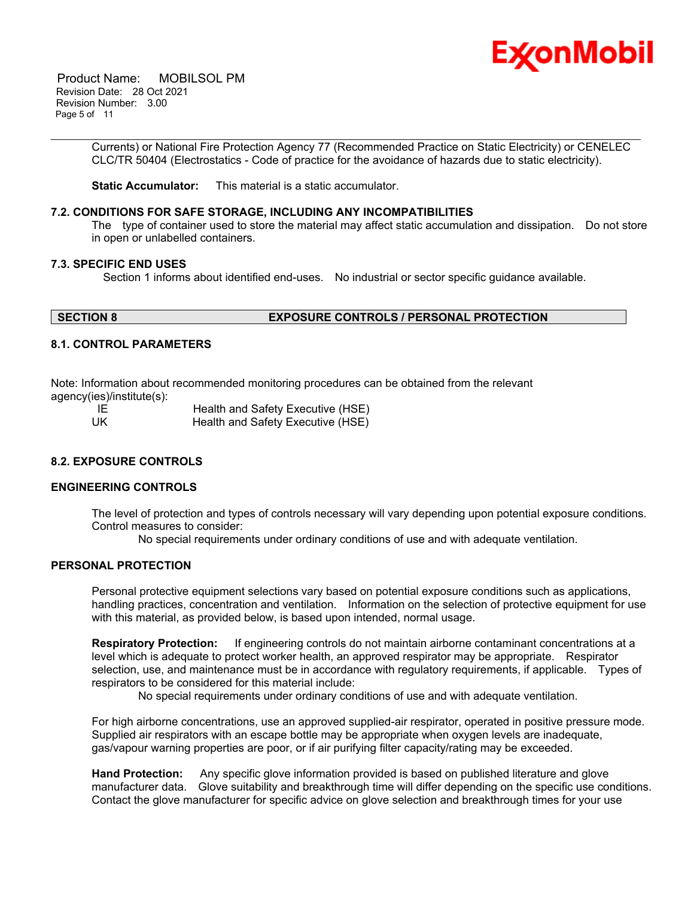Currents) or National Fire Protection Agency 77 (Recommended Practice on Static Electricity) or CENELEC CLC/TR 50404 (Electrostatics - Code of practice for the avoidance of hazards due to static electricity).

**Static Accumulator:** This material is a static accumulator.

### 7.2. CONDITIONS FOR SAFE STORAGE, INCLUDING ANY INCOMPATIBILITIES

The type of container used to store the material may affect static accumulation and dissipation. Do not store in open or unlabelled containers.

### 7.3. SPECIFIC END USES

Section 1 informs about identified end-uses. No industrial or sector specific guidance available.

## SECTION 8 EXPOSURE CONTROLS / PERSONAL PROTECTION

### 8.1. CONTROL PARAMETERS

Note: Information about recommended monitoring procedures can be obtained from the relevant agency(ies)/institute(s):

| | |
|---|---|
| IE | Health and Safety Executive (HSE) |
| UK | Health and Safety Executive (HSE) |

### 8.2. EXPOSURE CONTROLS

#### ENGINEERING CONTROLS

The level of protection and types of controls necessary will vary depending upon potential exposure conditions. Control measures to consider:

No special requirements under ordinary conditions of use and with adequate ventilation.

#### PERSONAL PROTECTION

Personal protective equipment selections vary based on potential exposure conditions such as applications, handling practices, concentration and ventilation. Information on the selection of protective equipment for use with this material, as provided below, is based upon intended, normal usage.

**Respiratory Protection:** If engineering controls do not maintain airborne contaminant concentrations at a level which is adequate to protect worker health, an approved respirator may be appropriate. Respirator selection, use, and maintenance must be in accordance with regulatory requirements, if applicable. Types of respirators to be considered for this material include:

No special requirements under ordinary conditions of use and with adequate ventilation.

For high airborne concentrations, use an approved supplied-air respirator, operated in positive pressure mode. Supplied air respirators with an escape bottle may be appropriate when oxygen levels are inadequate, gas/vapour warning properties are poor, or if air purifying filter capacity/rating may be exceeded.

**Hand Protection:** Any specific glove information provided is based on published literature and glove manufacturer data. Glove suitability and breakthrough time will differ depending on the specific use conditions. Contact the glove manufacturer for specific advice on glove selection and breakthrough times for your use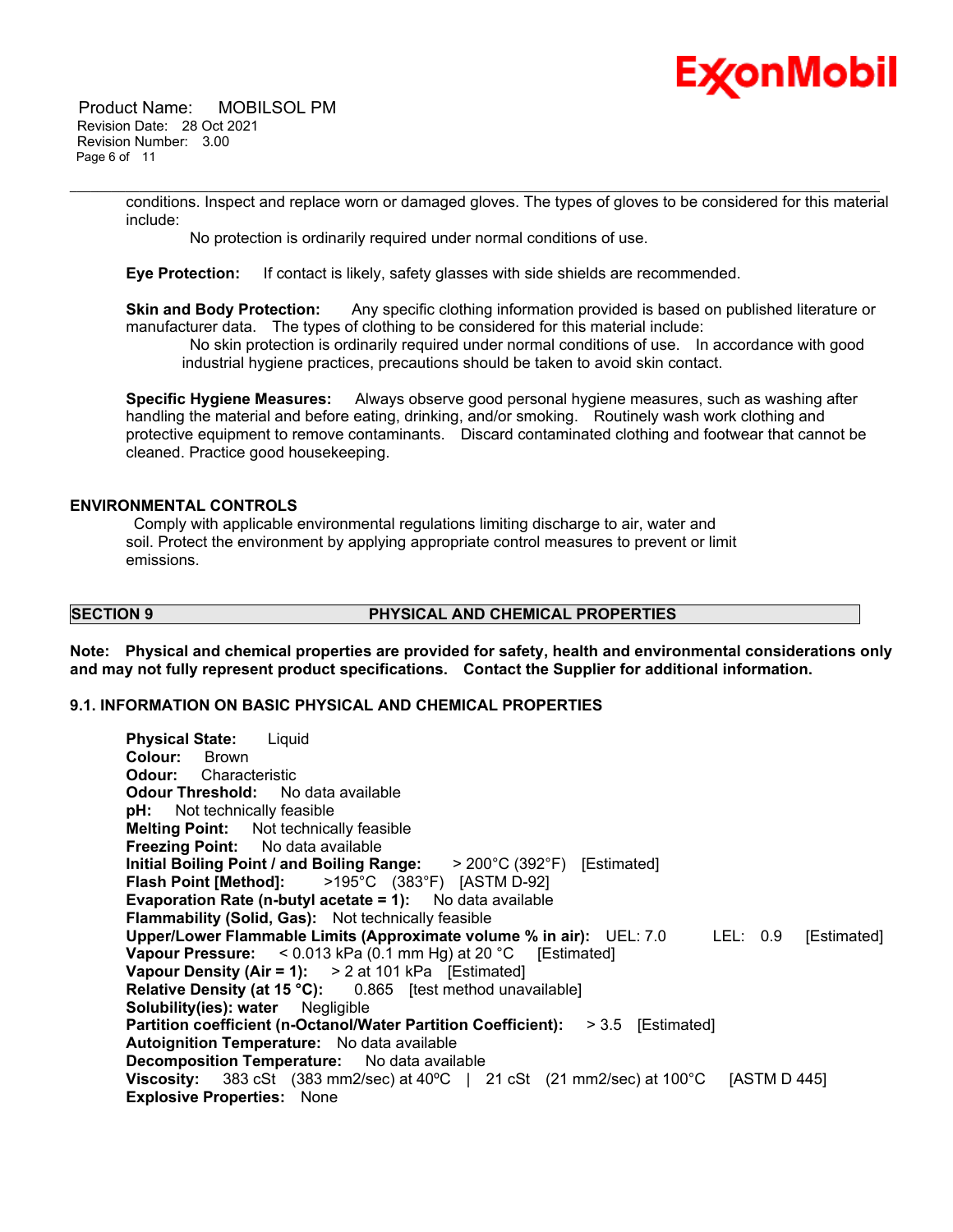conditions. Inspect and replace worn or damaged gloves. The types of gloves to be considered for this material include:

No protection is ordinarily required under normal conditions of use.

**Eye Protection:** If contact is likely, safety glasses with side shields are recommended.

**Skin and Body Protection:** Any specific clothing information provided is based on published literature or manufacturer data. The types of clothing to be considered for this material include:

No skin protection is ordinarily required under normal conditions of use. In accordance with good industrial hygiene practices, precautions should be taken to avoid skin contact.

**Specific Hygiene Measures:** Always observe good personal hygiene measures, such as washing after handling the material and before eating, drinking, and/or smoking. Routinely wash work clothing and protective equipment to remove contaminants. Discard contaminated clothing and footwear that cannot be cleaned. Practice good housekeeping.

### ENVIRONMENTAL CONTROLS

Comply with applicable environmental regulations limiting discharge to air, water and soil. Protect the environment by applying appropriate control measures to prevent or limit emissions.

## SECTION 9 PHYSICAL AND CHEMICAL PROPERTIES

**Note: Physical and chemical properties are provided for safety, health and environmental considerations only and may not fully represent product specifications. Contact the Supplier for additional information.**

### 9.1. INFORMATION ON BASIC PHYSICAL AND CHEMICAL PROPERTIES

**Physical State:** Liquid
**Colour:** Brown
**Odour:** Characteristic
**Odour Threshold:** No data available
**pH:** Not technically feasible
**Melting Point:** Not technically feasible
**Freezing Point:** No data available
**Initial Boiling Point / and Boiling Range:** > 200°C (392°F) [Estimated]
**Flash Point [Method]:** >195°C (383°F) [ASTM D-92]
**Evaporation Rate (n-butyl acetate = 1):** No data available
**Flammability (Solid, Gas):** Not technically feasible
**Upper/Lower Flammable Limits (Approximate volume % in air):** UEL: 7.0 LEL: 0.9 [Estimated]
**Vapour Pressure:** < 0.013 kPa (0.1 mm Hg) at 20 °C [Estimated]
**Vapour Density (Air = 1):** > 2 at 101 kPa [Estimated]
**Relative Density (at 15 °C):** 0.865 [test method unavailable]
**Solubility(ies): water** Negligible
**Partition coefficient (n-Octanol/Water Partition Coefficient):** > 3.5 [Estimated]
**Autoignition Temperature:** No data available
**Decomposition Temperature:** No data available
**Viscosity:** 383 cSt (383 mm2/sec) at 40ºC | 21 cSt (21 mm2/sec) at 100°C [ASTM D 445]
**Explosive Properties:** None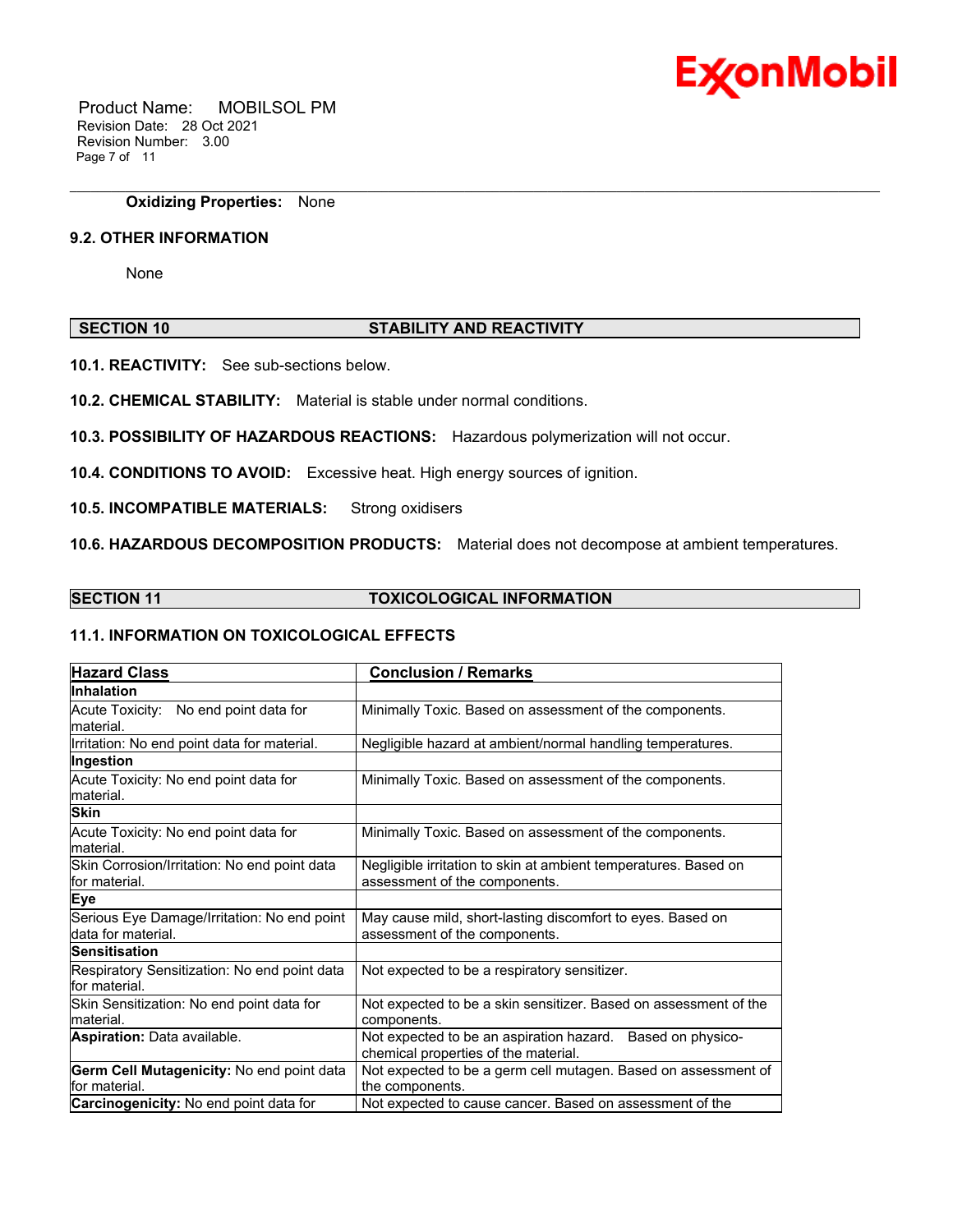**Oxidizing Properties:** None

## 9.2. OTHER INFORMATION

None

## SECTION 10 STABILITY AND REACTIVITY

**10.1. REACTIVITY:** See sub-sections below.

**10.2. CHEMICAL STABILITY:** Material is stable under normal conditions.

**10.3. POSSIBILITY OF HAZARDOUS REACTIONS:** Hazardous polymerization will not occur.

**10.4. CONDITIONS TO AVOID:** Excessive heat. High energy sources of ignition.

**10.5. INCOMPATIBLE MATERIALS:** Strong oxidisers

**10.6. HAZARDOUS DECOMPOSITION PRODUCTS:** Material does not decompose at ambient temperatures.

## SECTION 11 TOXICOLOGICAL INFORMATION

### 11.1. INFORMATION ON TOXICOLOGICAL EFFECTS

| Hazard Class | Conclusion / Remarks |
|---|---|
| **Inhalation** | |
| Acute Toxicity: No end point data for material. | Minimally Toxic. Based on assessment of the components. |
| Irritation: No end point data for material. | Negligible hazard at ambient/normal handling temperatures. |
| **Ingestion** | |
| Acute Toxicity: No end point data for material. | Minimally Toxic. Based on assessment of the components. |
| **Skin** | |
| Acute Toxicity: No end point data for material. | Minimally Toxic. Based on assessment of the components. |
| Skin Corrosion/Irritation: No end point data for material. | Negligible irritation to skin at ambient temperatures. Based on assessment of the components. |
| **Eye** | |
| Serious Eye Damage/Irritation: No end point data for material. | May cause mild, short-lasting discomfort to eyes. Based on assessment of the components. |
| **Sensitisation** | |
| Respiratory Sensitization: No end point data for material. | Not expected to be a respiratory sensitizer. |
| Skin Sensitization: No end point data for material. | Not expected to be a skin sensitizer. Based on assessment of the components. |
| **Aspiration:** Data available. | Not expected to be an aspiration hazard. Based on physico-chemical properties of the material. |
| **Germ Cell Mutagenicity:** No end point data for material. | Not expected to be a germ cell mutagen. Based on assessment of the components. |
| **Carcinogenicity:** No end point data for | Not expected to cause cancer. Based on assessment of the |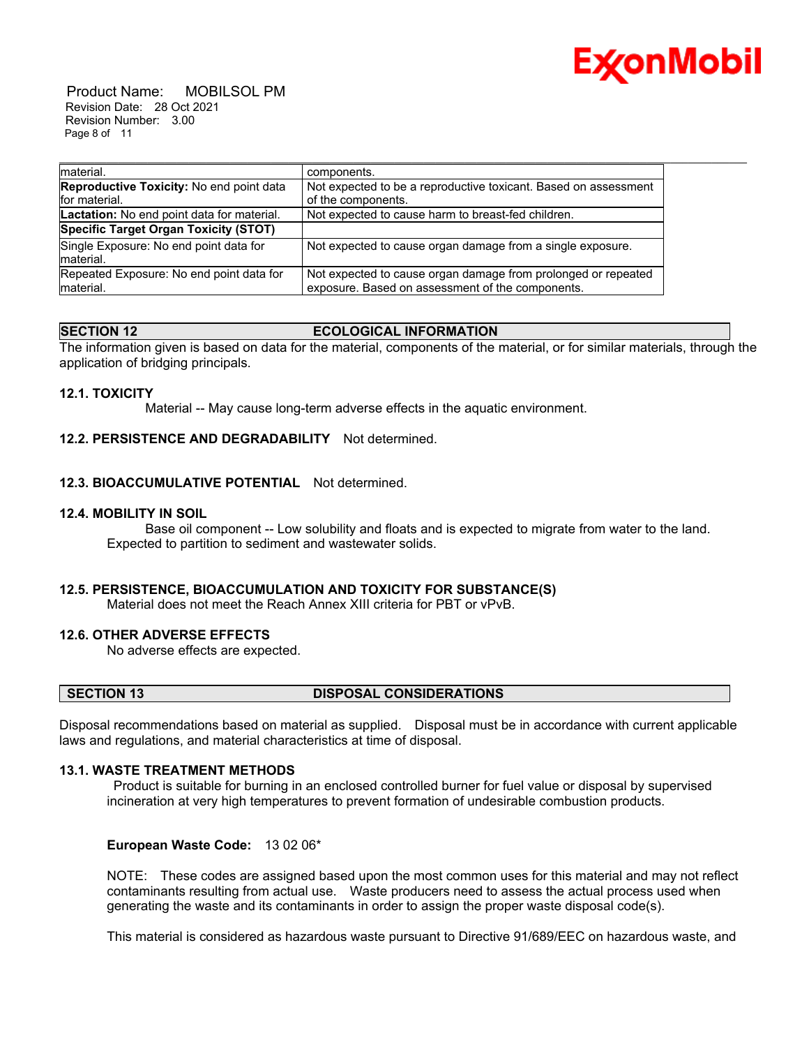| | |
|---|---|
| material. | components. |
| **Reproductive Toxicity:** No end point data for material. | Not expected to be a reproductive toxicant. Based on assessment of the components. |
| **Lactation:** No end point data for material. | Not expected to cause harm to breast-fed children. |
| **Specific Target Organ Toxicity (STOT)** | |
| Single Exposure: No end point data for material. | Not expected to cause organ damage from a single exposure. |
| Repeated Exposure: No end point data for material. | Not expected to cause organ damage from prolonged or repeated exposure. Based on assessment of the components. |

## SECTION 12 ECOLOGICAL INFORMATION

The information given is based on data for the material, components of the material, or for similar materials, through the application of bridging principals.

### 12.1. TOXICITY

Material -- May cause long-term adverse effects in the aquatic environment.

### 12.2. PERSISTENCE AND DEGRADABILITY

Not determined.

### 12.3. BIOACCUMULATIVE POTENTIAL

Not determined.

### 12.4. MOBILITY IN SOIL

Base oil component -- Low solubility and floats and is expected to migrate from water to the land. Expected to partition to sediment and wastewater solids.

### 12.5. PERSISTENCE, BIOACCUMULATION AND TOXICITY FOR SUBSTANCE(S)

Material does not meet the Reach Annex XIII criteria for PBT or vPvB.

### 12.6. OTHER ADVERSE EFFECTS

No adverse effects are expected.

## SECTION 13 DISPOSAL CONSIDERATIONS

Disposal recommendations based on material as supplied. Disposal must be in accordance with current applicable laws and regulations, and material characteristics at time of disposal.

### 13.1. WASTE TREATMENT METHODS

Product is suitable for burning in an enclosed controlled burner for fuel value or disposal by supervised incineration at very high temperatures to prevent formation of undesirable combustion products.

**European Waste Code:** 13 02 06*

NOTE: These codes are assigned based upon the most common uses for this material and may not reflect contaminants resulting from actual use. Waste producers need to assess the actual process used when generating the waste and its contaminants in order to assign the proper waste disposal code(s).

This material is considered as hazardous waste pursuant to Directive 91/689/EEC on hazardous waste, and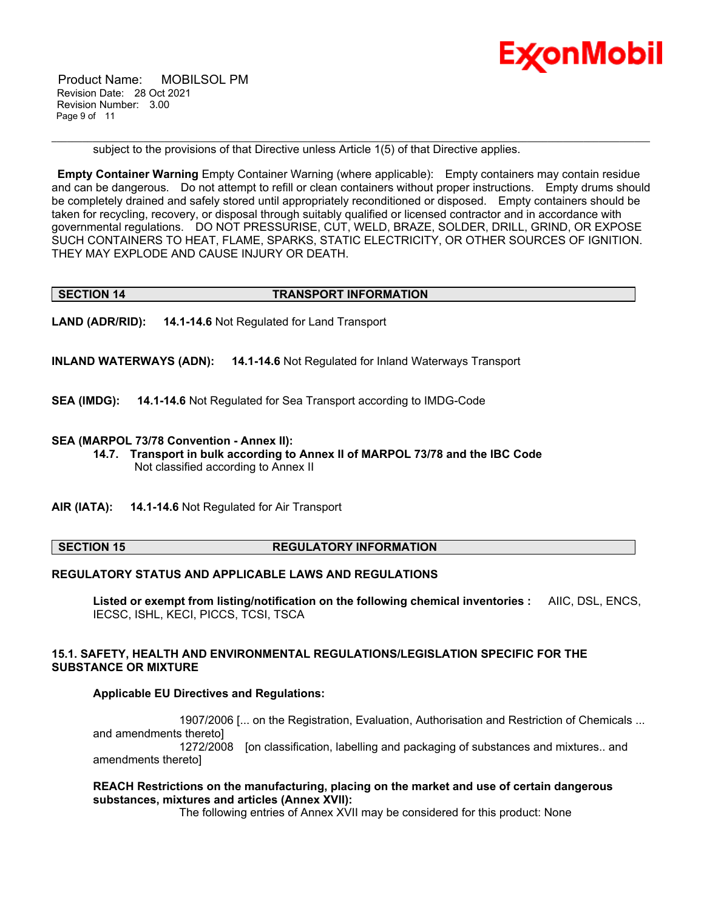subject to the provisions of that Directive unless Article 1(5) of that Directive applies.

**Empty Container Warning** Empty Container Warning (where applicable): Empty containers may contain residue and can be dangerous. Do not attempt to refill or clean containers without proper instructions. Empty drums should be completely drained and safely stored until appropriately reconditioned or disposed. Empty containers should be taken for recycling, recovery, or disposal through suitably qualified or licensed contractor and in accordance with governmental regulations. DO NOT PRESSURISE, CUT, WELD, BRAZE, SOLDER, DRILL, GRIND, OR EXPOSE SUCH CONTAINERS TO HEAT, FLAME, SPARKS, STATIC ELECTRICITY, OR OTHER SOURCES OF IGNITION. THEY MAY EXPLODE AND CAUSE INJURY OR DEATH.

## SECTION 14 TRANSPORT INFORMATION

**LAND (ADR/RID):** **14.1-14.6** Not Regulated for Land Transport

**INLAND WATERWAYS (ADN):** **14.1-14.6** Not Regulated for Inland Waterways Transport

**SEA (IMDG):** **14.1-14.6** Not Regulated for Sea Transport according to IMDG-Code

**SEA (MARPOL 73/78 Convention - Annex II):**

**14.7. Transport in bulk according to Annex II of MARPOL 73/78 and the IBC Code**
Not classified according to Annex II

**AIR (IATA):** **14.1-14.6** Not Regulated for Air Transport

## SECTION 15 REGULATORY INFORMATION

**REGULATORY STATUS AND APPLICABLE LAWS AND REGULATIONS**

**Listed or exempt from listing/notification on the following chemical inventories :** AIIC, DSL, ENCS, IECSC, ISHL, KECI, PICCS, TCSI, TSCA

**15.1. SAFETY, HEALTH AND ENVIRONMENTAL REGULATIONS/LEGISLATION SPECIFIC FOR THE SUBSTANCE OR MIXTURE**

**Applicable EU Directives and Regulations:**

1907/2006 [... on the Registration, Evaluation, Authorisation and Restriction of Chemicals ... and amendments thereto]
1272/2008 [on classification, labelling and packaging of substances and mixtures.. and amendments thereto]

**REACH Restrictions on the manufacturing, placing on the market and use of certain dangerous substances, mixtures and articles (Annex XVII):**
The following entries of Annex XVII may be considered for this product: None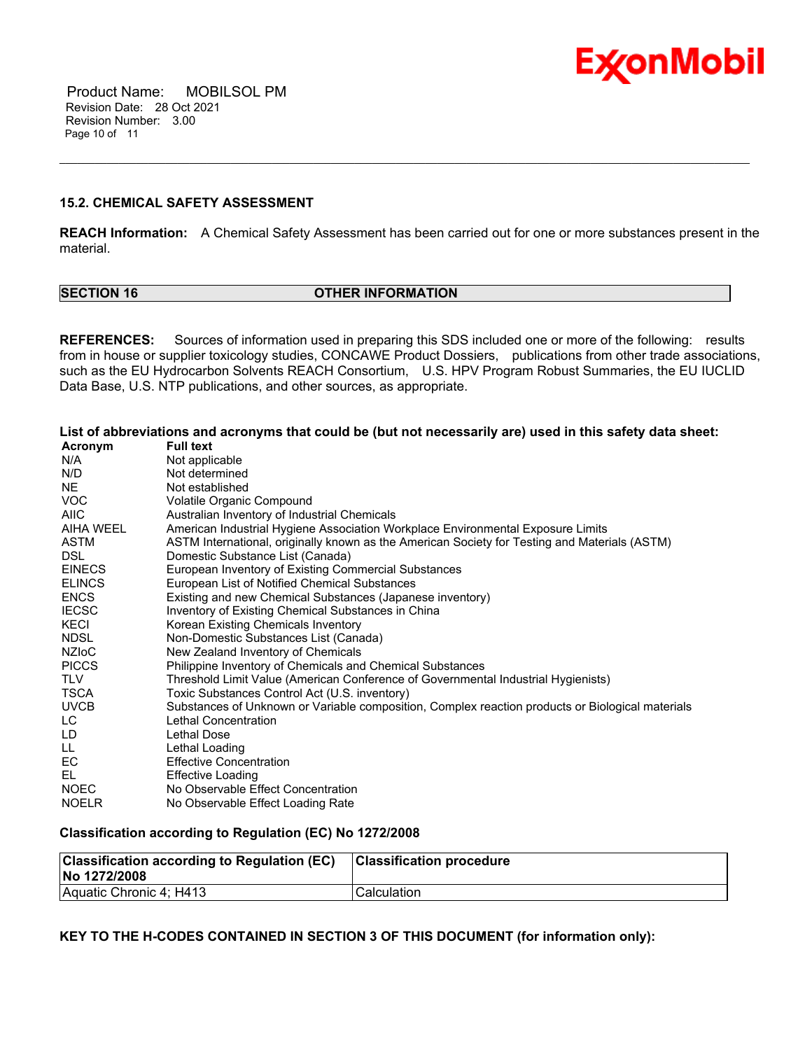### 15.2. CHEMICAL SAFETY ASSESSMENT

**REACH Information:** A Chemical Safety Assessment has been carried out for one or more substances present in the material.

## SECTION 16 OTHER INFORMATION

**REFERENCES:** Sources of information used in preparing this SDS included one or more of the following: results from in house or supplier toxicology studies, CONCAWE Product Dossiers, publications from other trade associations, such as the EU Hydrocarbon Solvents REACH Consortium, U.S. HPV Program Robust Summaries, the EU IUCLID Data Base, U.S. NTP publications, and other sources, as appropriate.

**List of abbreviations and acronyms that could be (but not necessarily are) used in this safety data sheet:**

| Acronym | Full text |
|---|---|
| N/A | Not applicable |
| N/D | Not determined |
| NE | Not established |
| VOC | Volatile Organic Compound |
| AIIC | Australian Inventory of Industrial Chemicals |
| AIHA WEEL | American Industrial Hygiene Association Workplace Environmental Exposure Limits |
| ASTM | ASTM International, originally known as the American Society for Testing and Materials (ASTM) |
| DSL | Domestic Substance List (Canada) |
| EINECS | European Inventory of Existing Commercial Substances |
| ELINCS | European List of Notified Chemical Substances |
| ENCS | Existing and new Chemical Substances (Japanese inventory) |
| IECSC | Inventory of Existing Chemical Substances in China |
| KECI | Korean Existing Chemicals Inventory |
| NDSL | Non-Domestic Substances List (Canada) |
| NZIoC | New Zealand Inventory of Chemicals |
| PICCS | Philippine Inventory of Chemicals and Chemical Substances |
| TLV | Threshold Limit Value (American Conference of Governmental Industrial Hygienists) |
| TSCA | Toxic Substances Control Act (U.S. inventory) |
| UVCB | Substances of Unknown or Variable composition, Complex reaction products or Biological materials |
| LC | Lethal Concentration |
| LD | Lethal Dose |
| LL | Lethal Loading |
| EC | Effective Concentration |
| EL | Effective Loading |
| NOEC | No Observable Effect Concentration |
| NOELR | No Observable Effect Loading Rate |

**Classification according to Regulation (EC) No 1272/2008**

| Classification according to Regulation (EC) No 1272/2008 | Classification procedure |
|---|---|
| Aquatic Chronic 4; H413 | Calculation |

**KEY TO THE H-CODES CONTAINED IN SECTION 3 OF THIS DOCUMENT (for information only):**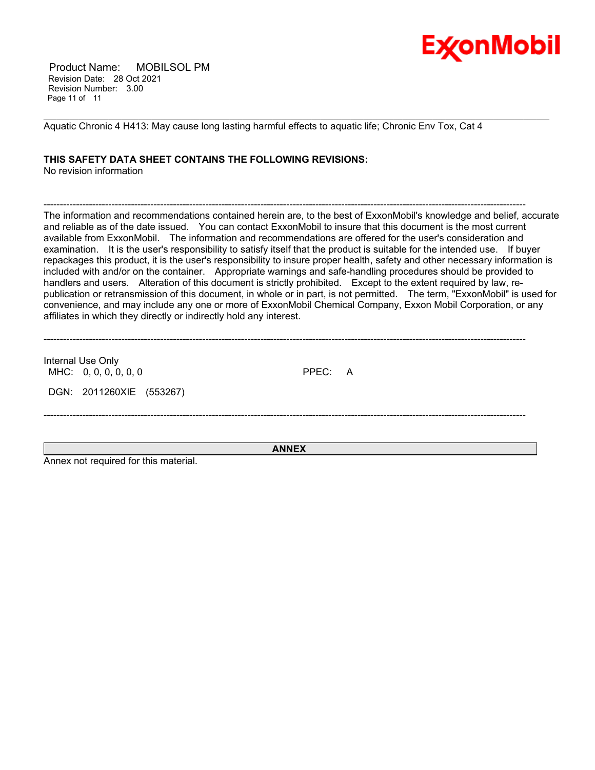Aquatic Chronic 4 H413: May cause long lasting harmful effects to aquatic life; Chronic Env Tox, Cat 4

**THIS SAFETY DATA SHEET CONTAINS THE FOLLOWING REVISIONS:**
No revision information

-----------------------------------------------------------------------------------------------------------------------------------------------

The information and recommendations contained herein are, to the best of ExxonMobil's knowledge and belief, accurate and reliable as of the date issued. You can contact ExxonMobil to insure that this document is the most current available from ExxonMobil. The information and recommendations are offered for the user's consideration and examination. It is the user's responsibility to satisfy itself that the product is suitable for the intended use. If buyer repackages this product, it is the user's responsibility to insure proper health, safety and other necessary information is included with and/or on the container. Appropriate warnings and safe-handling procedures should be provided to handlers and users. Alteration of this document is strictly prohibited. Except to the extent required by law, re-publication or retransmission of this document, in whole or in part, is not permitted. The term, "ExxonMobil" is used for convenience, and may include any one or more of ExxonMobil Chemical Company, Exxon Mobil Corporation, or any affiliates in which they directly or indirectly hold any interest.

-----------------------------------------------------------------------------------------------------------------------------------------------

Internal Use Only
MHC: 0, 0, 0, 0, 0, 0 PPEC: A

DGN: 2011260XIE (553267)

-----------------------------------------------------------------------------------------------------------------------------------------------

## ANNEX

Annex not required for this material.